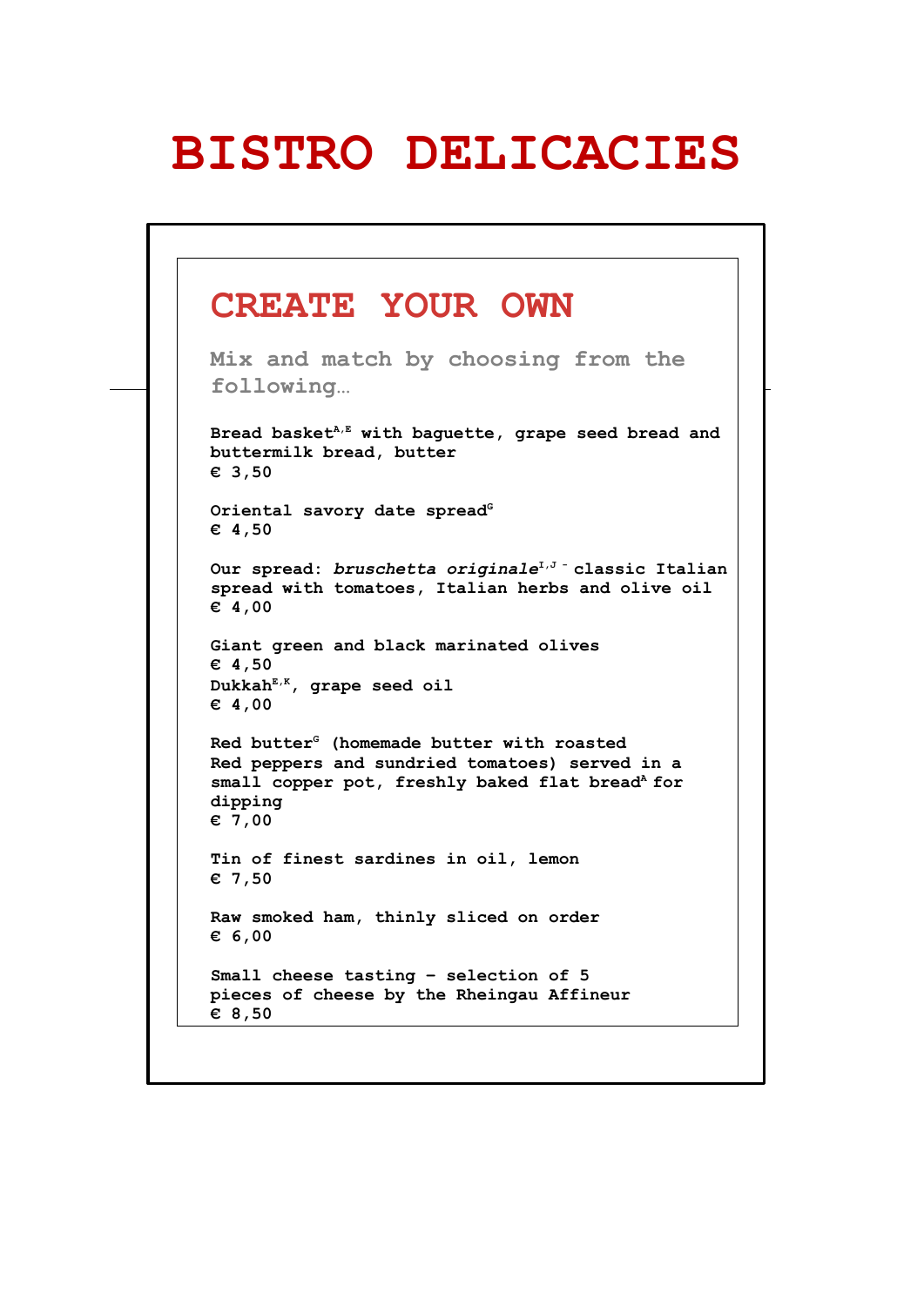# BISTRO DELICACIES

## CREATE YOUR OWN

Mix and match by choosing from the following…

**Bread basket[A,E] with baguette, grape seed bread and buttermilk bread, butter**
**€ 3,50**

**Oriental savory date spread[G]**
**€ 4,50**

**Our spread: *bruschetta originale*[I,J] - classic Italian spread with tomatoes, Italian herbs and olive oil**
**€ 4,00**

**Giant green and black marinated olives**
**€ 4,50**
**Dukkah[E,K], grape seed oil**
**€ 4,00**

**Red butter[G] (homemade butter with roasted Red peppers and sundried tomatoes) served in a small copper pot, freshly baked flat bread[A] for dipping**
**€ 7,00**

**Tin of finest sardines in oil, lemon**
**€ 7,50**

**Raw smoked ham, thinly sliced on order**
**€ 6,00**

**Small cheese tasting – selection of 5 pieces of cheese by the Rheingau Affineur**
**€ 8,50**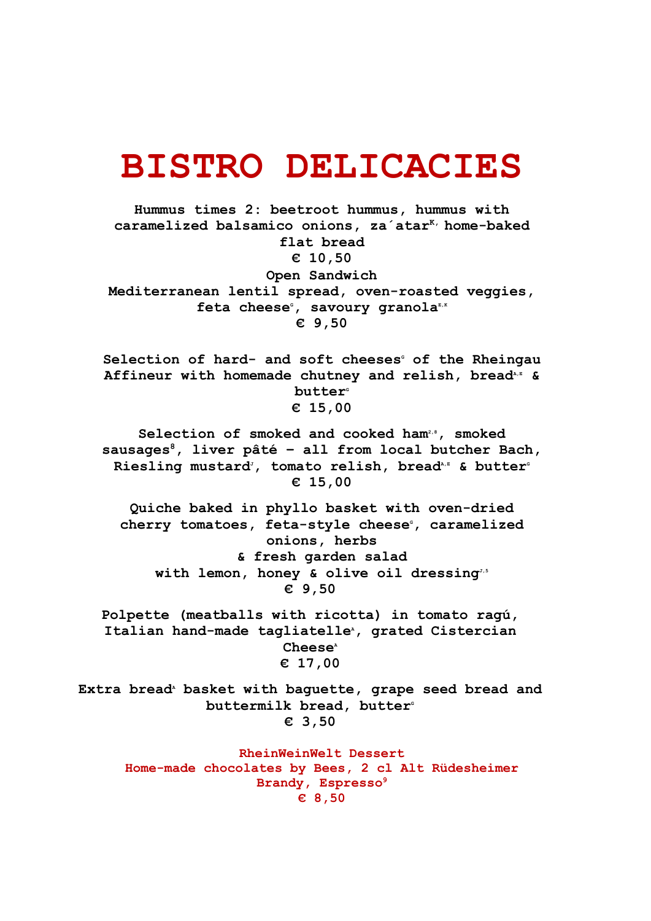# BISTRO DELICACIES

**Hummus times 2: beetroot hummus, hummus with caramelized balsamico onions, za´atar[K,] home-baked flat bread**
**€ 10,50**

**Open Sandwich**
**Mediterranean lentil spread, oven-roasted veggies, feta cheese[G], savoury granola[E,K]**
**€ 9,50**

**Selection of hard- and soft cheeses[G] of the Rheingau Affineur with homemade chutney and relish, bread[A,E] & butter[G]**
**€ 15,00**

**Selection of smoked and cooked ham[2,8], smoked sausages[8], liver pâté – all from local butcher Bach, Riesling mustard[J], tomato relish, bread[A,E] & butter[G]**
**€ 15,00**

**Quiche baked in phyllo basket with oven-dried cherry tomatoes, feta-style cheese[G], caramelized onions, herbs**
**& fresh garden salad**
**with lemon, honey & olive oil dressing[J,5]**
**€ 9,50**

**Polpette (meatballs with ricotta) in tomato ragú, Italian hand-made tagliatelle[A], grated Cistercian Cheese[A]**
**€ 17,00**

**Extra bread[A] basket with baguette, grape seed bread and buttermilk bread, butter[G]**
**€ 3,50**

**RheinWeinWelt Dessert**
**Home-made chocolates by Bees, 2 cl Alt Rüdesheimer Brandy, Espresso[9]**
**€ 8,50**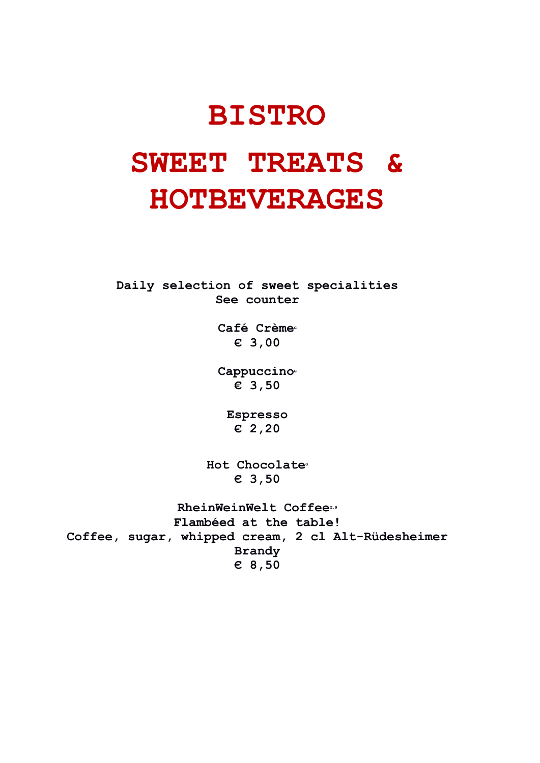# BISTRO

# SWEET TREATS & HOTBEVERAGES

**Daily selection of sweet specialities**
**See counter**

**Café Crème**[G]
**€ 3,00**

**Cappuccino**[G]
**€ 3,50**

**Espresso**
**€ 2,20**

**Hot Chocolate**[G]
**€ 3,50**

**RheinWeinWelt Coffee**[G,9]
**Flambéed at the table!**
**Coffee, sugar, whipped cream, 2 cl Alt-Rüdesheimer Brandy**
**€ 8,50**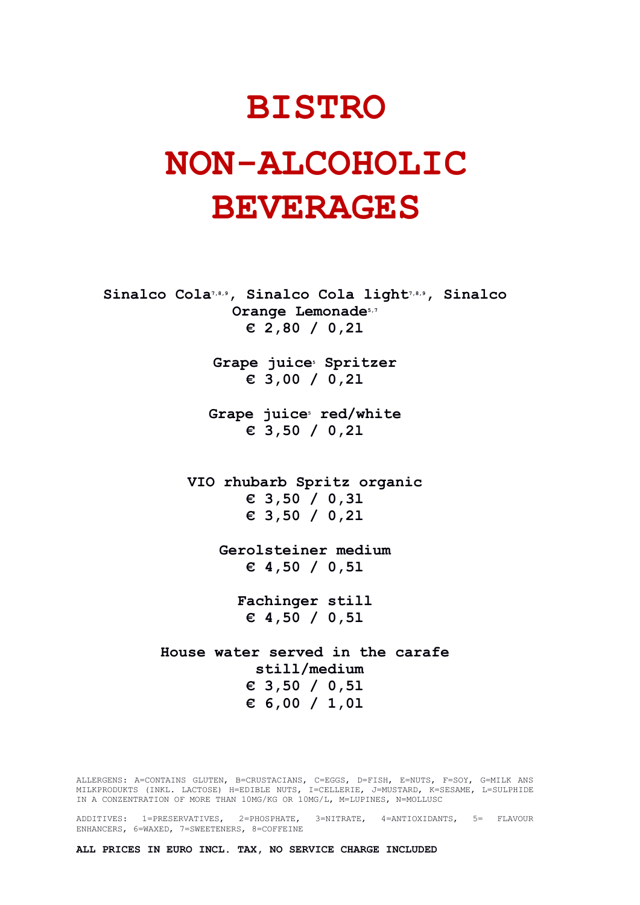# BISTRO

# NON-ALCOHOLIC BEVERAGES

**Sinalco Cola[7,8,9], Sinalco Cola light[7,8,9], Sinalco Orange Lemonade[5,7]**
**€ 2,80 / 0,2l**

**Grape juice[5] Spritzer**
**€ 3,00 / 0,2l**

**Grape juice[5] red/white**
**€ 3,50 / 0,2l**

**VIO rhubarb Spritz organic**
**€ 3,50 / 0,3l**
**€ 3,50 / 0,2l**

**Gerolsteiner medium**
**€ 4,50 / 0,5l**

**Fachinger still**
**€ 4,50 / 0,5l**

**House water served in the carafe still/medium**
**€ 3,50 / 0,5l**
**€ 6,00 / 1,0l**

ALLERGENS: A=CONTAINS GLUTEN, B=CRUSTACIANS, C=EGGS, D=FISH, E=NUTS, F=SOY, G=MILK ANS MILKPRODUKTS (INKL. LACTOSE) H=EDIBLE NUTS, I=CELLERIE, J=MUSTARD, K=SESAME, L=SULPHIDE IN A CONZENTRATION OF MORE THAN 10MG/KG OR 10MG/L, M=LUPINES, N=MOLLUSC

ADDITIVES: 1=PRESERVATIVES, 2=PHOSPHATE, 3=NITRATE, 4=ANTIOXIDANTS, 5= FLAVOUR ENHANCERS, 6=WAXED, 7=SWEETENERS, 8=COFFEINE

**ALL PRICES IN EURO INCL. TAX, NO SERVICE CHARGE INCLUDED**